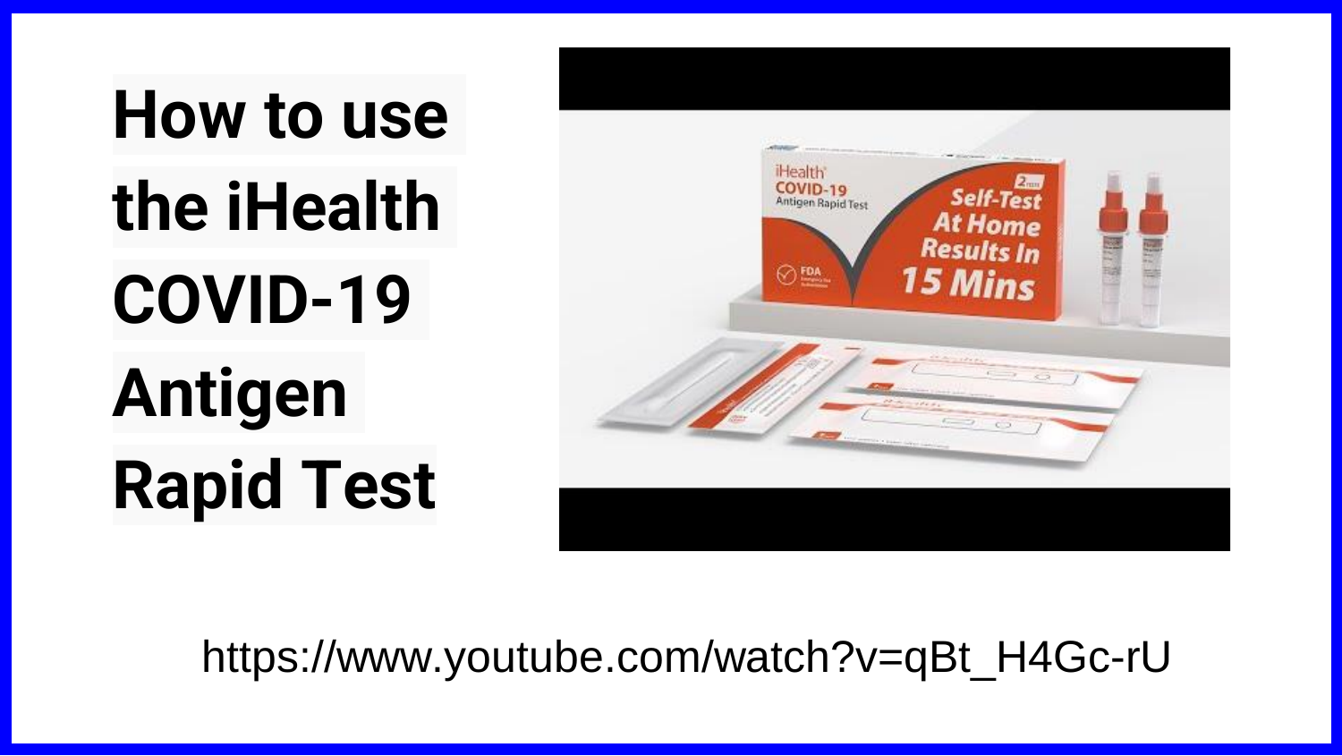# How to use the iHealth COVID-19 Antigen Rapid Test

https://www.youtube.com/watch?v=qBt_H4Gc-rU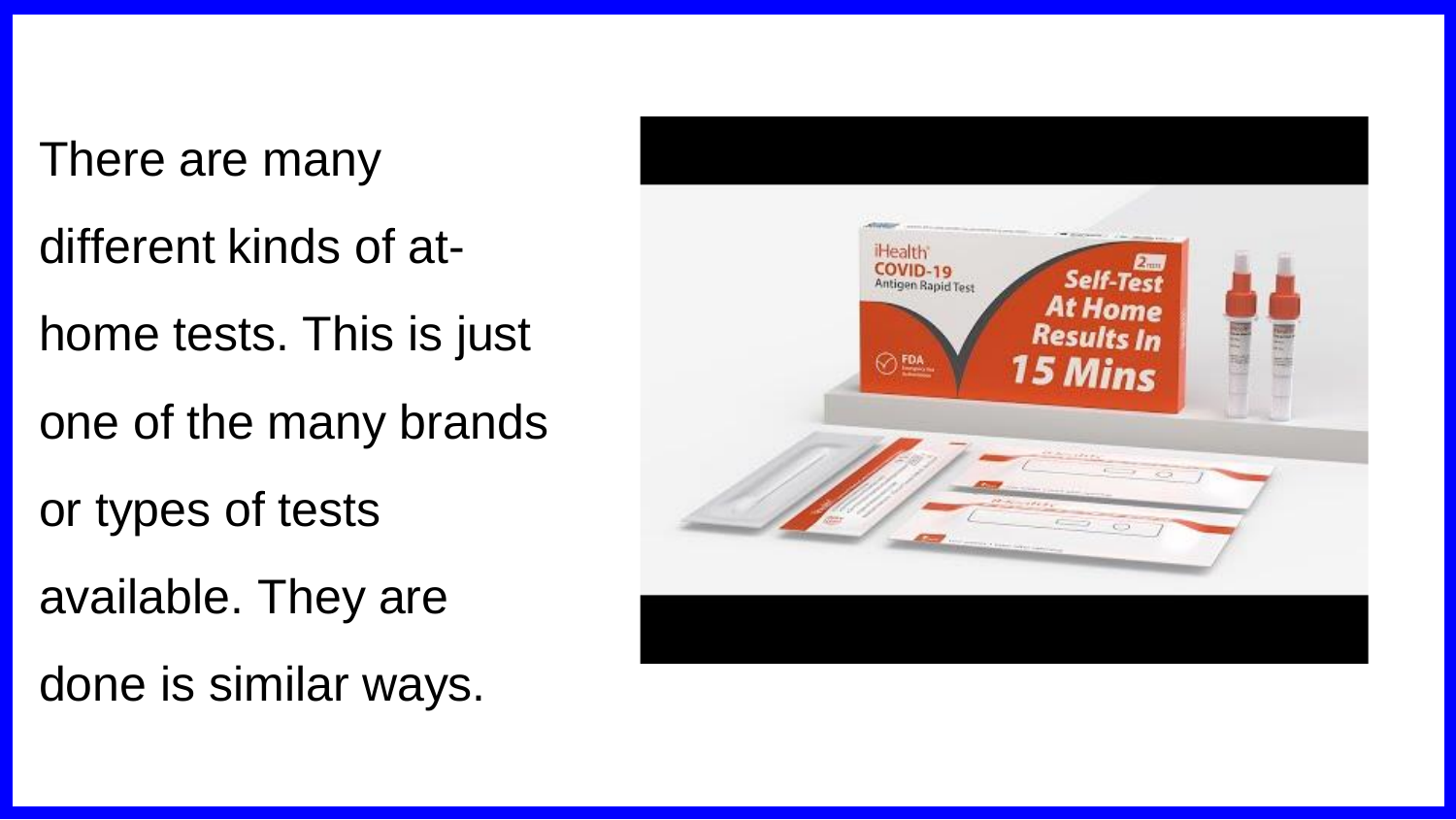There are many different kinds of at-home tests. This is just one of the many brands or types of tests available. They are done is similar ways.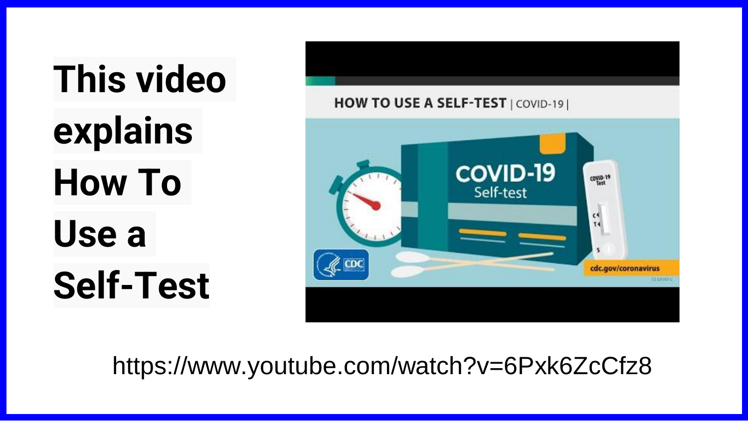# This video explains How To Use a Self-Test

https://www.youtube.com/watch?v=6Pxk6ZcCfz8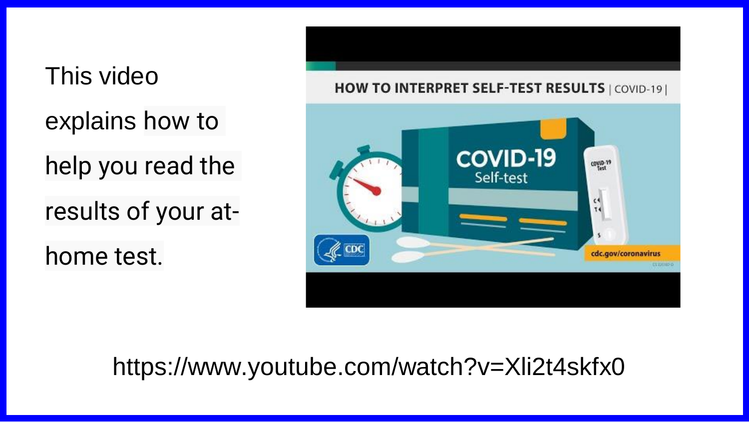This video explains how to help you read the results of your at-home test.

https://www.youtube.com/watch?v=Xli2t4skfx0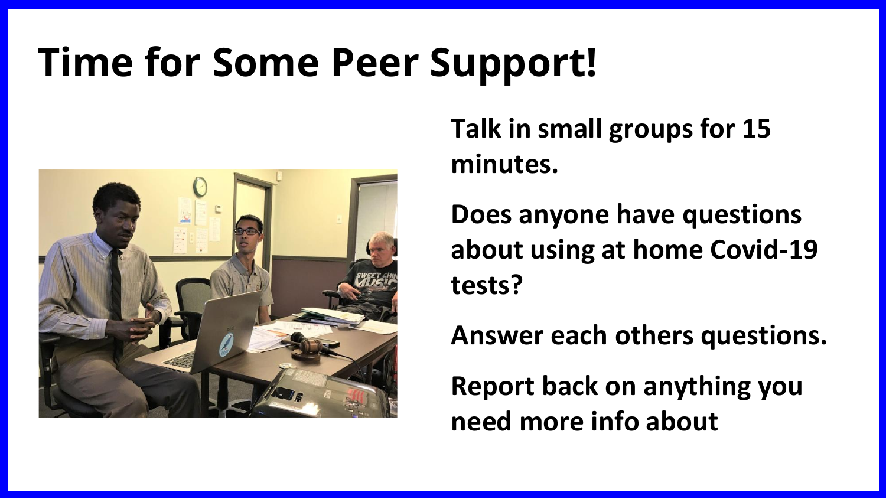# Time for Some Peer Support!

**Talk in small groups for 15 minutes.**

**Does anyone have questions about using at home Covid-19 tests?**

**Answer each others questions.**

**Report back on anything you need more info about**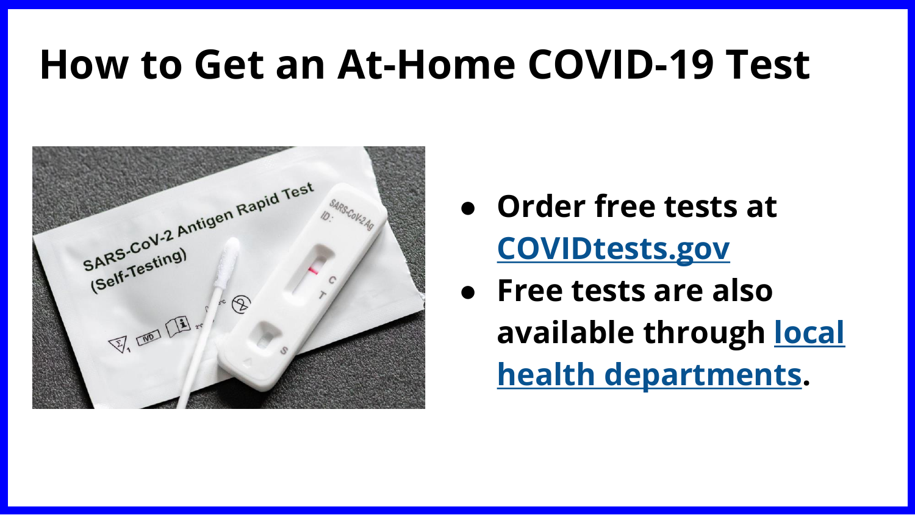# How to Get an At-Home COVID-19 Test

- **Order free tests at COVIDtests.gov**
- **Free tests are also available through local health departments.**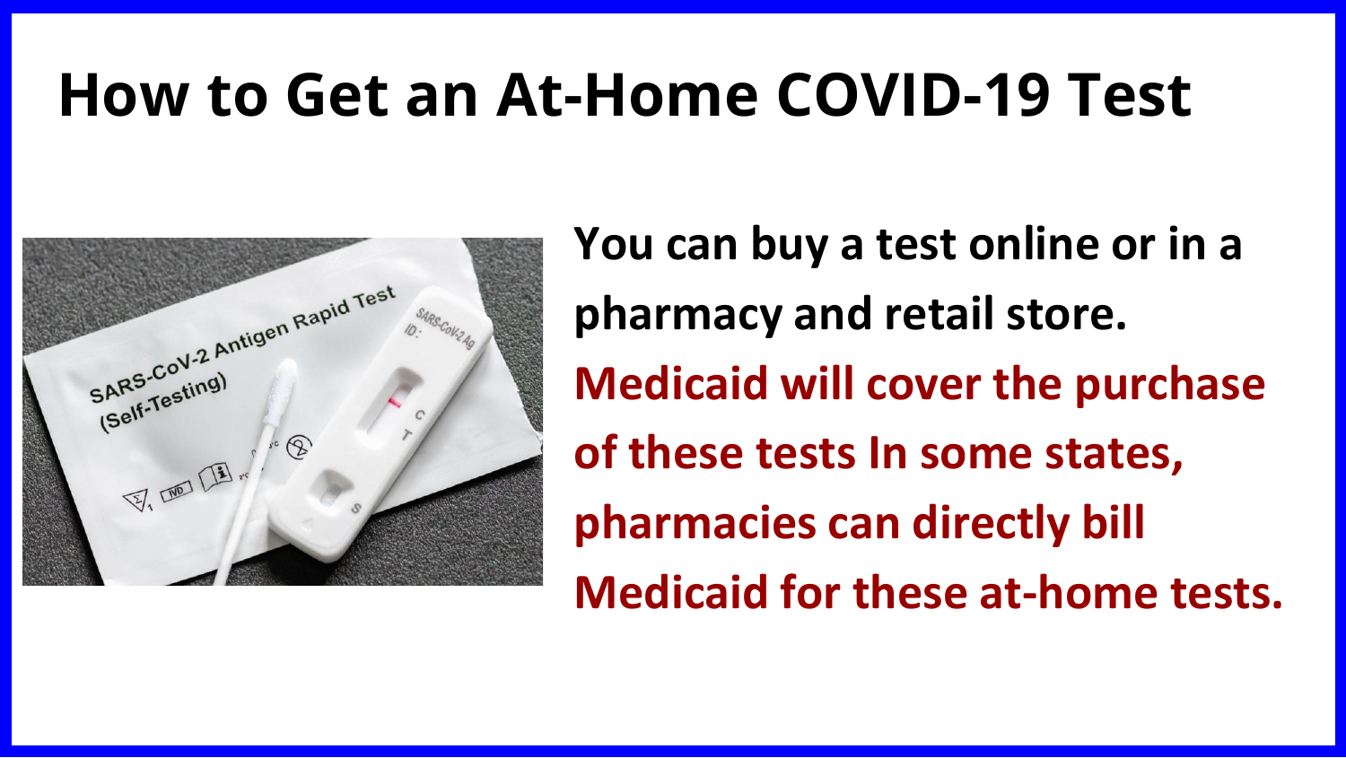# How to Get an At-Home COVID-19 Test

**You can buy a test online or in a pharmacy and retail store.**

**Medicaid will cover the purchase of these tests In some states, pharmacies can directly bill Medicaid for these at-home tests.**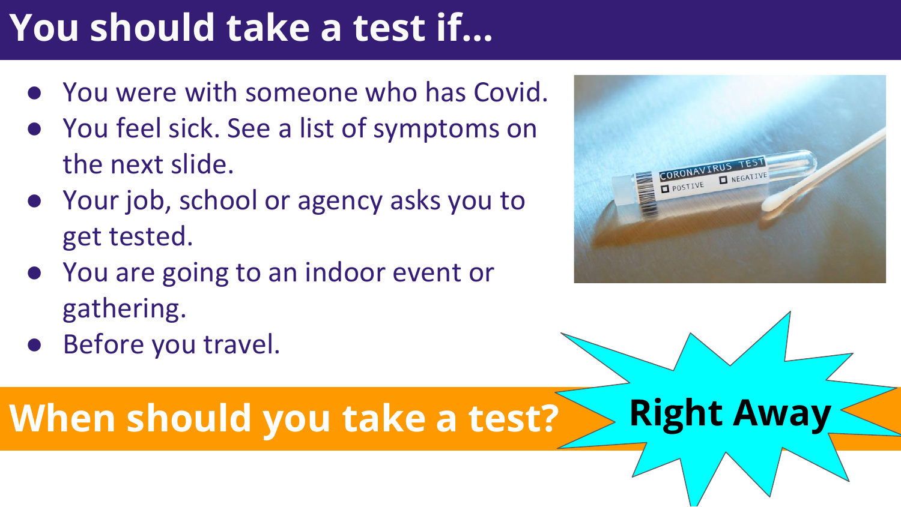# You should take a test if...

- You were with someone who has Covid.
- You feel sick. See a list of symptoms on the next slide.
- Your job, school or agency asks you to get tested.
- You are going to an indoor event or gathering.
- Before you travel.

## When should you take a test?

**Right Away**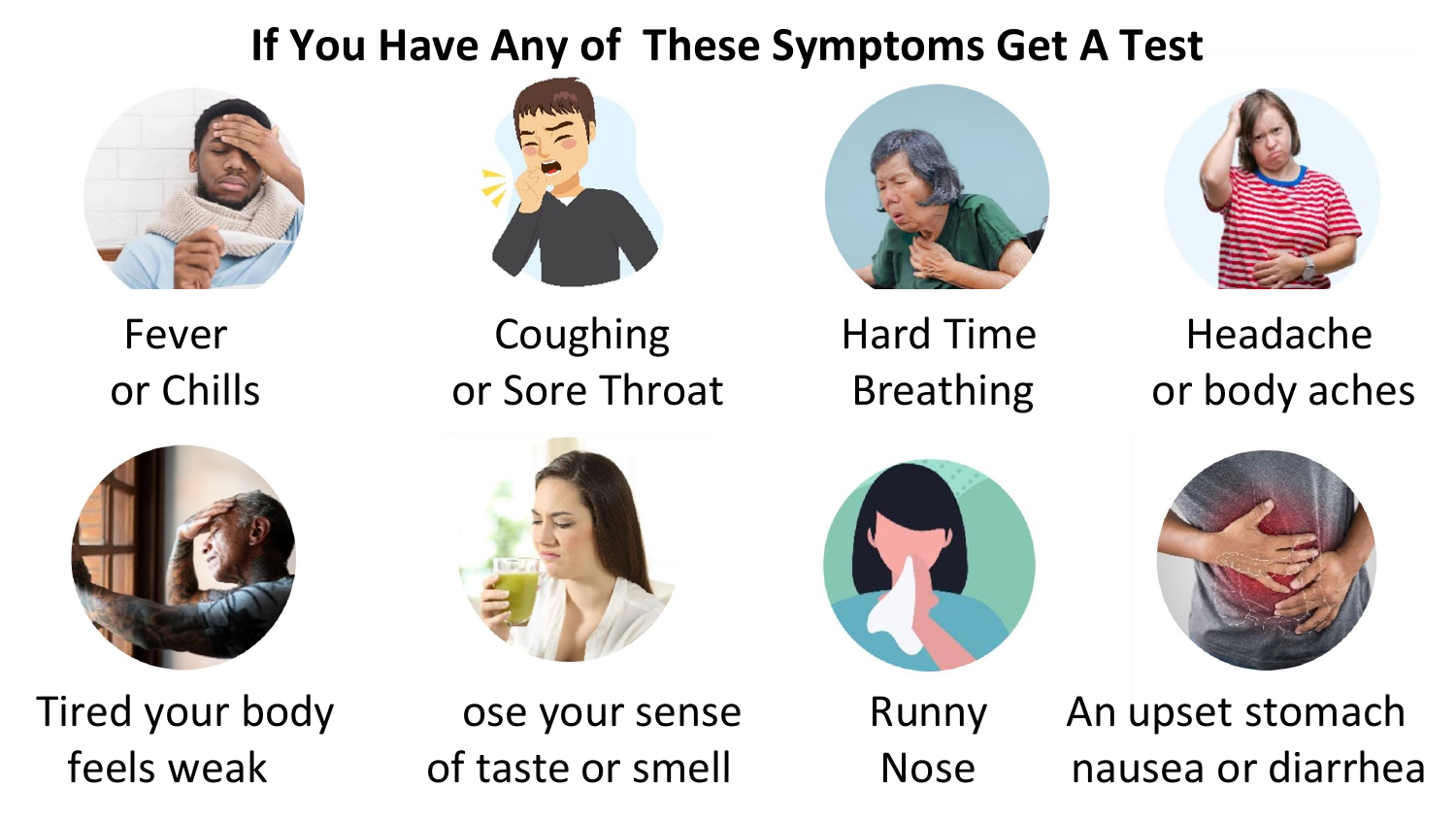# If You Have Any of These Symptoms Get A Test

- Fever or Chills
- Coughing or Sore Throat
- Hard Time Breathing
- Headache or body aches
- Tired your body feels weak
- ose your sense of taste or smell
- Runny Nose
- An upset stomach nausea or diarrhea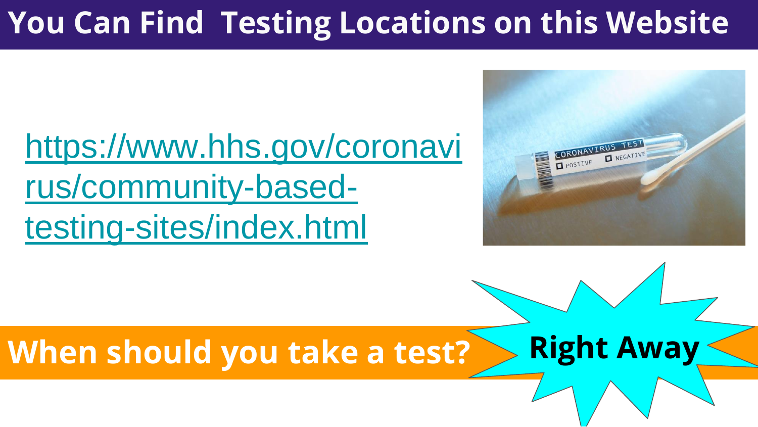# You Can Find Testing Locations on this Website

https://www.hhs.gov/coronavirus/community-based-testing-sites/index.html

**When should you take a test?**

**Right Away**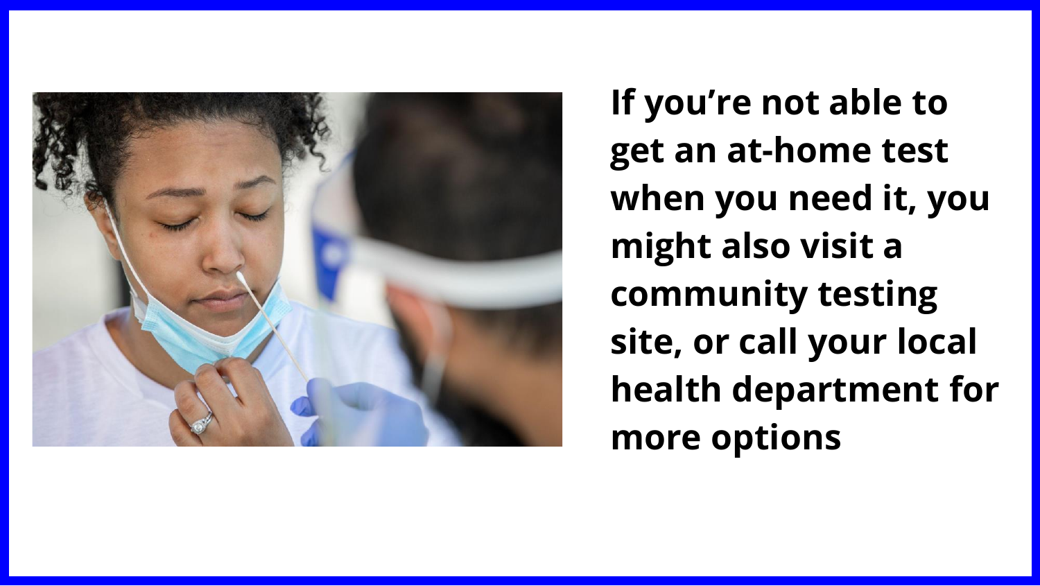**If you're not able to get an at-home test when you need it, you might also visit a community testing site, or call your local health department for more options**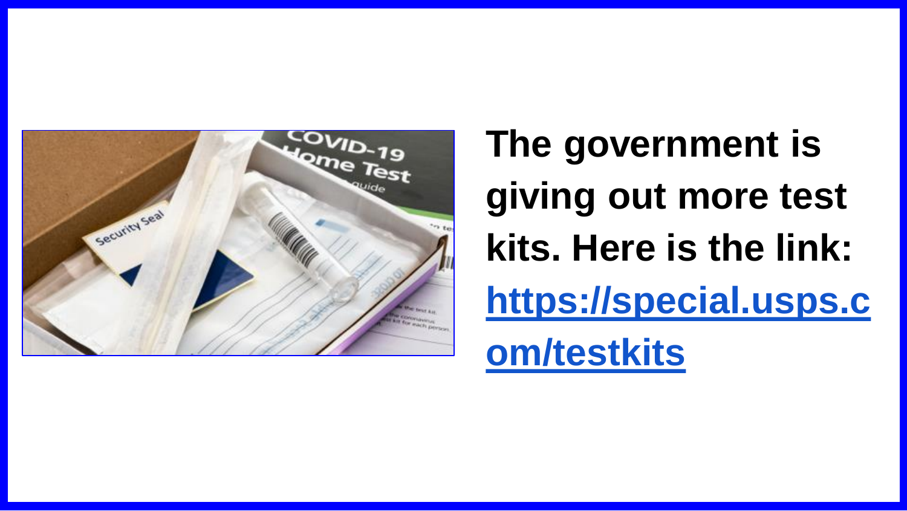**The government is giving out more test kits. Here is the link: [https://special.usps.com/testkits](https://special.usps.com/testkits)**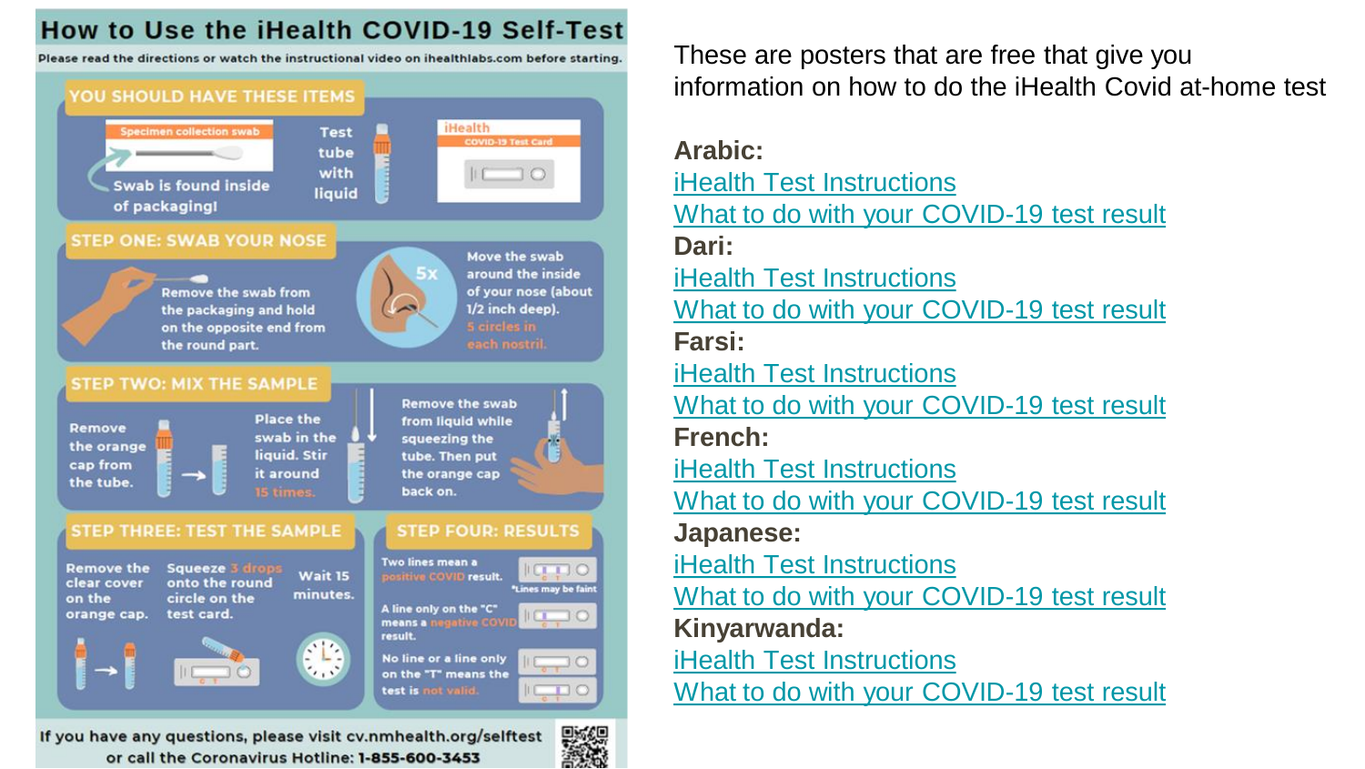# How to Use the iHealth COVID-19 Self-Test

Please read the directions or watch the instructional video on ihealthlabs.com before starting.

## YOU SHOULD HAVE THESE ITEMS

- Specimen collection swab — Swab is found inside of packaging!
- Test tube with liquid
- iHealth COVID-19 Test Card

## STEP ONE: SWAB YOUR NOSE

Remove the swab from the packaging and hold on the opposite end from the round part.

Move the swab around the inside of your nose (about 1/2 inch deep). 5 circles in each nostril.

## STEP TWO: MIX THE SAMPLE

Remove the orange cap from the tube.

Place the swab in the liquid. Stir it around 15 times.

Remove the swab from liquid while squeezing the tube. Then put the orange cap back on.

## STEP THREE: TEST THE SAMPLE

Remove the clear cover on the orange cap.

Squeeze 3 drops onto the round circle on the test card.

Wait 15 minutes.

## STEP FOUR: RESULTS

Two lines mean a positive COVID result. *Lines may be faint

A line only on the "C" means a negative COVID result.

No line or a line only on the "T" means the test is not valid.

If you have any questions, please visit cv.nmhealth.org/selftest or call the Coronavirus Hotline: 1-855-600-3453

---

These are posters that are free that give you information on how to do the iHealth Covid at-home test

**Arabic:**
iHealth Test Instructions
What to do with your COVID-19 test result

**Dari:**
iHealth Test Instructions
What to do with your COVID-19 test result

**Farsi:**
iHealth Test Instructions
What to do with your COVID-19 test result

**French:**
iHealth Test Instructions
What to do with your COVID-19 test result

**Japanese:**
iHealth Test Instructions
What to do with your COVID-19 test result

**Kinyarwanda:**
iHealth Test Instructions
What to do with your COVID-19 test result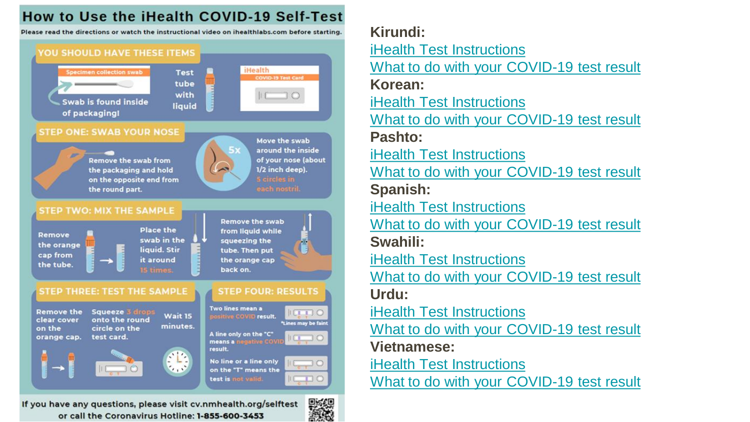# How to Use the iHealth COVID-19 Self-Test

Please read the directions or watch the instructional video on ihealthlabs.com before starting.

## YOU SHOULD HAVE THESE ITEMS

- Specimen collection swab — Swab is found inside of packaging!
- Test tube with liquid
- iHealth COVID-19 Test Card

## STEP ONE: SWAB YOUR NOSE

Remove the swab from the packaging and hold on the opposite end from the round part.

5x

Move the swab around the inside of your nose (about 1/2 inch deep). 5 circles in each nostril.

## STEP TWO: MIX THE SAMPLE

Remove the orange cap from the tube.

Place the swab in the liquid. Stir it around 15 times.

Remove the swab from liquid while squeezing the tube. Then put the orange cap back on.

## STEP THREE: TEST THE SAMPLE

Remove the clear cover on the orange cap.

Squeeze 3 drops onto the round circle on the test card.

Wait 15 minutes.

## STEP FOUR: RESULTS

Two lines mean a positive COVID result. *Lines may be faint

A line only on the "C" means a negative COVID result.

No line or a line only on the "T" means the test is not valid.

If you have any questions, please visit cv.nmhealth.org/selftest or call the Coronavirus Hotline: 1-855-600-3453

**Kirundi:**
[iHealth Test Instructions]
[What to do with your COVID-19 test result]

**Korean:**
[iHealth Test Instructions]
[What to do with your COVID-19 test result]

**Pashto:**
[iHealth Test Instructions]
[What to do with your COVID-19 test result]

**Spanish:**
[iHealth Test Instructions]
[What to do with your COVID-19 test result]

**Swahili:**
[iHealth Test Instructions]
[What to do with your COVID-19 test result]

**Urdu:**
[iHealth Test Instructions]
[What to do with your COVID-19 test result]

**Vietnamese:**
[iHealth Test Instructions]
[What to do with your COVID-19 test result]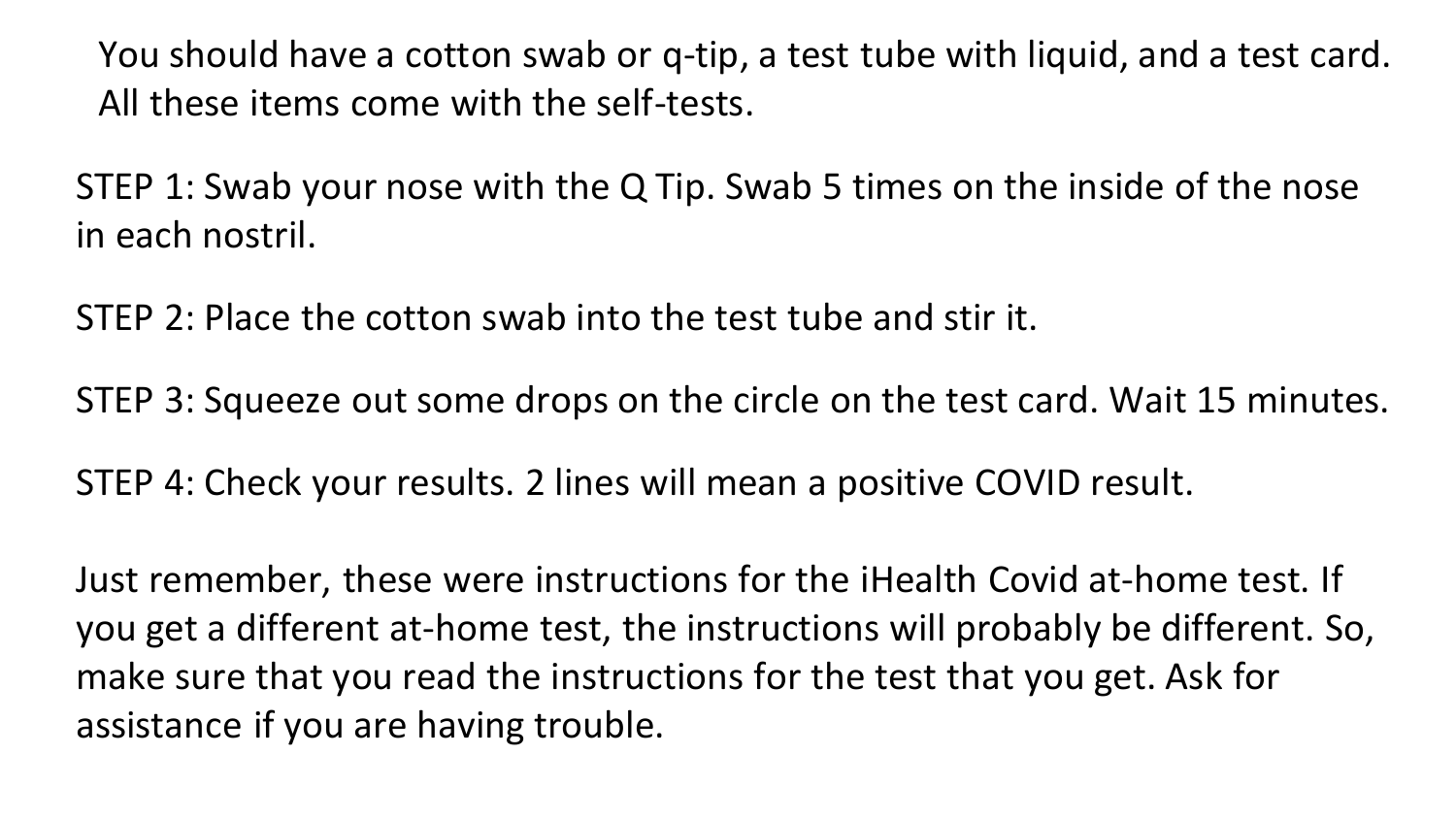You should have a cotton swab or q-tip, a test tube with liquid, and a test card. All these items come with the self-tests.

STEP 1: Swab your nose with the Q Tip. Swab 5 times on the inside of the nose in each nostril.

STEP 2: Place the cotton swab into the test tube and stir it.

STEP 3: Squeeze out some drops on the circle on the test card. Wait 15 minutes.

STEP 4: Check your results. 2 lines will mean a positive COVID result.

Just remember, these were instructions for the iHealth Covid at-home test. If you get a different at-home test, the instructions will probably be different. So, make sure that you read the instructions for the test that you get. Ask for assistance if you are having trouble.